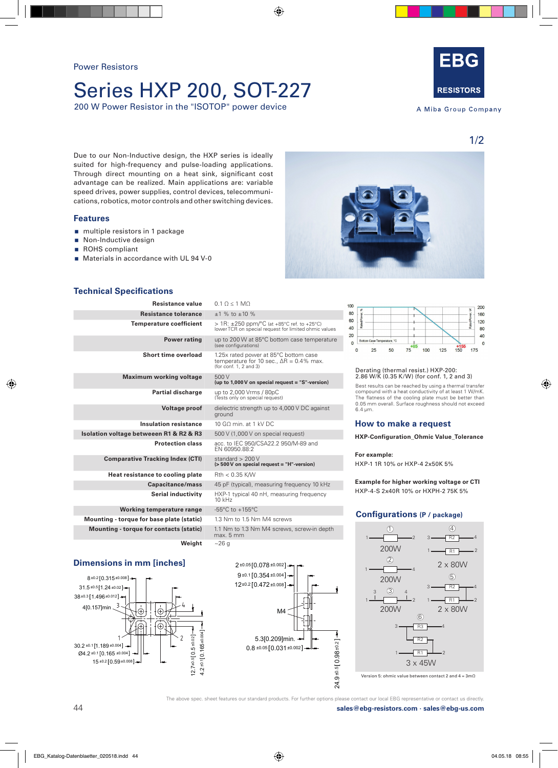Power Resistors

# Series HXP 200, SOT-227

200 W Power Resistor in the "ISOTOP" power device

EBG RESISTORS

A Miba Group Company

Due to our Non-Inductive design, the HXP series is ideally suited for high-frequency and pulse-loading applications. Through direct mounting on a heat sink, significant cost advantage can be realized. Main applications are: variable speed drives, power supplies, control devices, telecommunications, robotics, motor controls and other switching devices.

## Features

- multiple resistors in 1 package
- Non-Inductive design
- ROHS compliant
- Materials in accordance with UL 94 V-0

## Technical Specifications

| | |
|---|---|
| **Resistance value** | 0.1 Ω ≤ 1 MΩ |
| **Resistance tolerance** | ±1 % to ±10 % |
| **Temperature coefficient** | > 1R: ±250 ppm/°C (at +85°C ref. to +25°C) lower TCR on special request for limited ohmic values |
| **Power rating** | up to 200 W at 85°C bottom case temperature (see configurations) |
| **Short time overload** | 1.25x rated power at 85°C bottom case temperature for 10 sec., ΔR = 0.4% max. (for conf. 1, 2 and 3) |
| **Maximum working voltage** | 500 V **(up to 1,000 V on special request = "S"-version)** |
| **Partial discharge** | up to 2,000 Vrms / 80pC (Tests only on special request) |
| **Voltage proof** | dielectric strength up to 4,000 V DC against ground |
| **Insulation resistance** | 10 GΩ min. at 1 kV DC |
| **Isolation voltage betweeen R1 & R2 & R3** | 500 V (1,000 V on special request) |
| **Protection class** | acc. to IEC 950/CSA22.2 950/M-89 and EN 60950.88:2 |
| **Comparative Tracking Index (CTI)** | standard > 200 V **(> 500 V on special request = "H"-version)** |
| **Heat resistance to cooling plate** | Rth < 0.35 K/W |
| **Capacitance/mass** | 45 pF (typical), measuring frequency 10 kHz |
| **Serial inductivity** | HXP-1 typical 40 nH, measuring frequency 10 kHz |
| **Working temperature range** | -55°C to +155°C |
| **Mounting - torque for base plate (static)** | 1.3 Nm to 1.5 Nm M4 screws |
| **Mounting - torque for contacts (static)** | 1.1 Nm to 1.3 Nm M4 screws, screw-in depth max. 5 mm |
| **Weight** | ~26 g |

Rated Power, %
100
80
60
40
20
0
Rated Power, W
200
160
120
80
40
0
Bottom Case Temperature, °C
0 25 50 75 100 125 150 175
+85
+155

Derating (thermal resist.) HXP-200:
2.86 W/K (0.35 K/W) (for conf. 1, 2 and 3)

Best results can be reached by using a thermal transfer compound with a heat conductivity of at least 1 W/mK. The flatness of the cooling plate must be better than 0.05 mm overall. Surface roughness should not exceed 6.4 µm.

## How to make a request

**HXP-Configuration_Ohmic Value_Tolerance**

**For example:**
HXP-1 1R 10% or HXP-4 2x50K 5%

**Example for higher working voltage or CTI**
HXP-4-S 2x40R 10% or HXPH-2 75K 5%

## Configurations (P / package)

① 200W
② 200W
③ 200W
④ 2 x 80W
⑤ 2 x 80W
⑥ 3 x 45W

Version 5: ohmic value between contact 2 and 4 = 3mΩ

## Dimensions in mm [inches]

8 ±0.2 [0.315 ±0.008]
31.5 ±0.5 [1.24 ±0.02]
38 ±0.3 [1.496 ±0.012]
4[0.157]min
30.2 ±0.1 [1.189 ±0.004]
Ø4.2 ±0.1 [0.165 ±0.004]
15 ±0.2 [0.59 ±0.008]
12.7 ±0.5 [0.5 ±0.02]
4.2 ±0.1 [0.165 ±0.004]
2 ±0.05 [0.078 ±0.002]
9 ±0.1 [0.354 ±0.004]
12 ±0.2 [0.472 ±0.008]
M4
5.3[0.209]min.
0.8 ±0.05 [0.031 ±0.002]
24.9 ±0.5 [0.98 ±0.2]

The above spec. sheet features our standard products. For further options please contact our local EBG representative or contact us directly.

**sales@ebg-resistors.com · sales@ebg-us.com**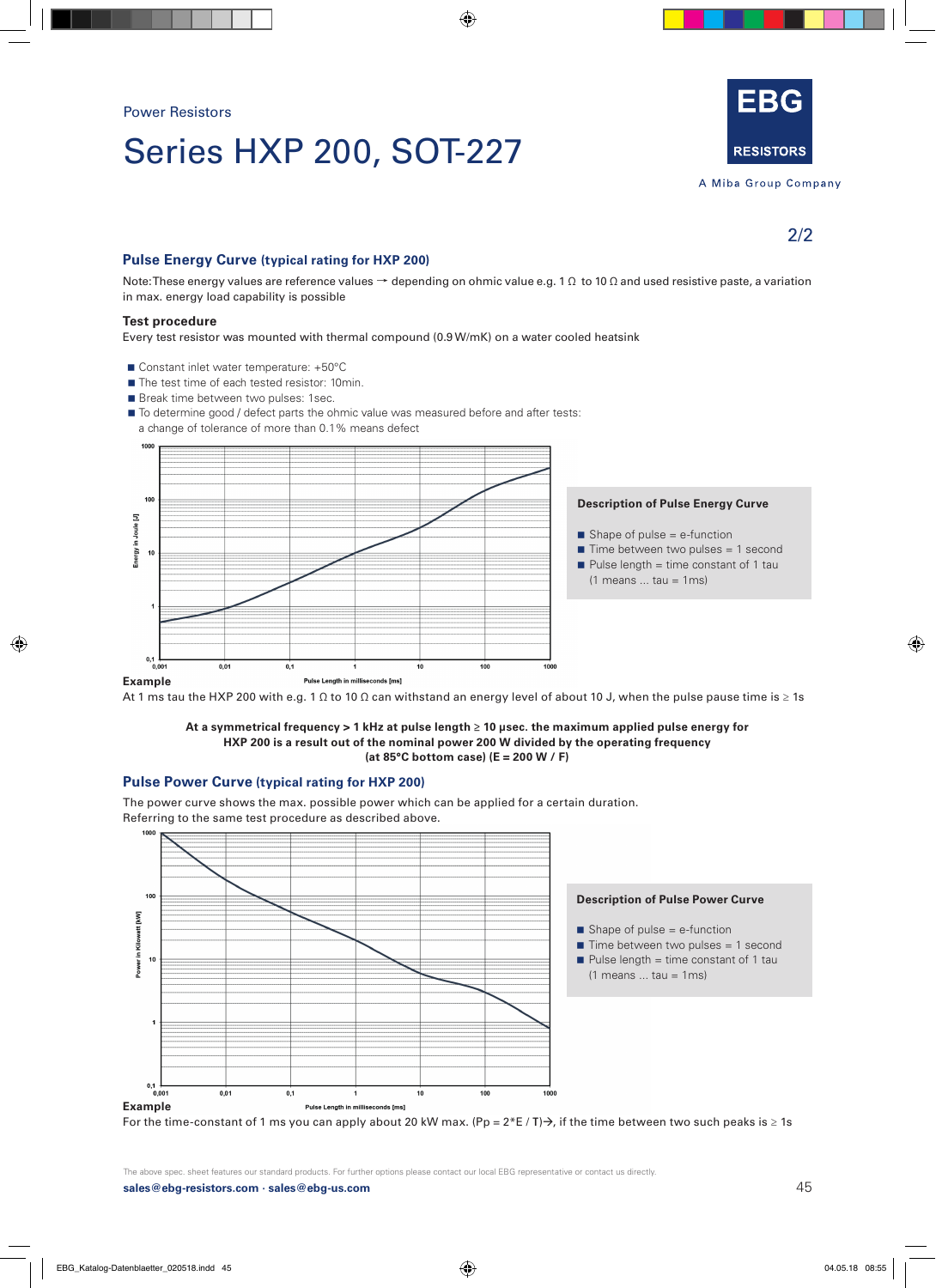Power Resistors

# Series HXP 200, SOT-227

EBG RESISTORS

A Miba Group Company

2/2

## Pulse Energy Curve (typical rating for HXP 200)

Note: These energy values are reference values → depending on ohmic value e.g. 1 Ω to 10 Ω and used resistive paste, a variation in max. energy load capability is possible

### Test procedure

Every test resistor was mounted with thermal compound (0.9 W/mK) on a water cooled heatsink

- Constant inlet water temperature: +50°C
- The test time of each tested resistor: 10min.
- Break time between two pulses: 1sec.
- To determine good / defect parts the ohmic value was measured before and after tests: a change of tolerance of more than 0.1% means defect

Energy in Joule [J]

1000
100
10
1
0,1

0,001 0,01 0,1 1 10 100 1000

Pulse Length in milliseconds [ms]

**Description of Pulse Energy Curve**

- Shape of pulse = e-function
- Time between two pulses = 1 second
- Pulse length = time constant of 1 tau (1 means ... tau = 1ms)

**Example**

At 1 ms tau the HXP 200 with e.g. 1 Ω to 10 Ω can withstand an energy level of about 10 J, when the pulse pause time is ≥ 1s

**At a symmetrical frequency > 1 kHz at pulse length ≥ 10 µsec. the maximum applied pulse energy for HXP 200 is a result out of the nominal power 200 W divided by the operating frequency (at 85°C bottom case) (E = 200 W / F)**

## Pulse Power Curve (typical rating for HXP 200)

The power curve shows the max. possible power which can be applied for a certain duration.
Referring to the same test procedure as described above.

Power in Kilowatt [kW]

1000
100
10
1
0,1

0,001 0,01 0,1 1 10 100 1000

Pulse Length in milliseconds [ms]

**Description of Pulse Power Curve**

- Shape of pulse = e-function
- Time between two pulses = 1 second
- Pulse length = time constant of 1 tau (1 means ... tau = 1ms)

**Example**

For the time-constant of 1 ms you can apply about 20 kW max. ($P_p = 2*E / T$)→, if the time between two such peaks is ≥ 1s

The above spec. sheet features our standard products. For further options please contact our local EBG representative or contact us directly.

**sales@ebg-resistors.com · sales@ebg-us.com**